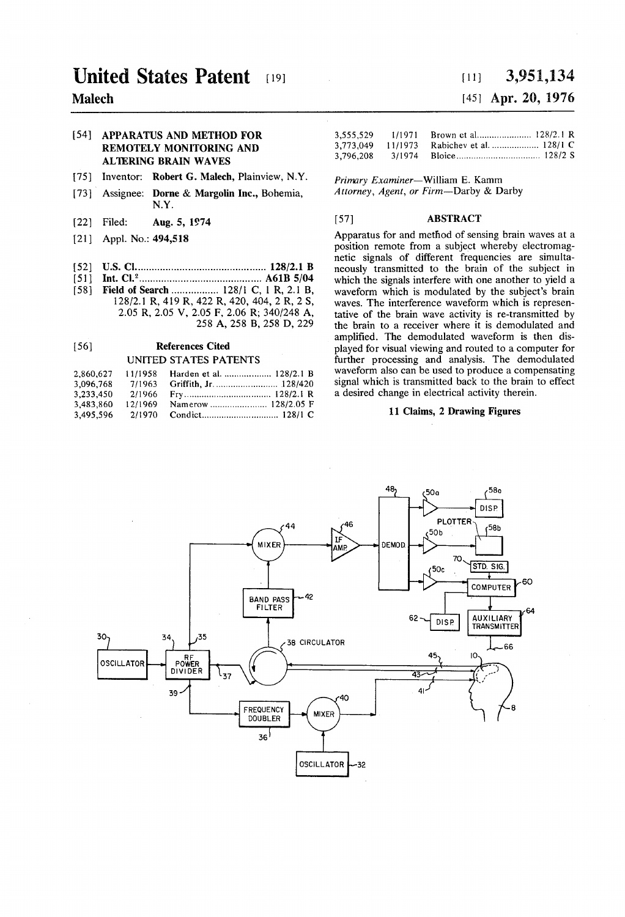# United States Patent [19]

**Malech**

[11] **3,951,134**

[45] **Apr. 20, 1976**

[54] **APPARATUS AND METHOD FOR REMOTELY MONITORING AND ALTERING BRAIN WAVES**

[75] Inventor: **Robert G. Malech**, Plainview, N.Y.

[73] Assignee: **Dorne & Margolin Inc.**, Bohemia, N.Y.

[22] Filed: **Aug. 5, 1974**

[21] Appl. No.: **494,518**

[52] U.S. Cl. .............................................. **128/2.1 B**

[51] Int. Cl.[2] .............................................. **A61B 5/04**

[58] **Field of Search** ................. 128/1 C, 1 R, 2.1 B, 128/2.1 R, 419 R, 422 R, 420, 404, 2 R, 2 S, 2.05 R, 2.05 V, 2.05 F, 2.06 R; 340/248 A, 258 A, 258 B, 258 D, 229

[56] **References Cited**

UNITED STATES PATENTS

| | | | |
|---|---|---|---|
| 2,860,627 | 11/1958 | Harden et al. | 128/2.1 B |
| 3,096,768 | 7/1963 | Griffith, Jr. | 128/420 |
| 3,233,450 | 2/1966 | Fry | 128/2.1 R |
| 3,483,860 | 12/1969 | Namerow | 128/2.05 F |
| 3,495,596 | 2/1970 | Condict | 128/1 C |
| 3,555,529 | 1/1971 | Brown et al. | 128/2.1 R |
| 3,773,049 | 11/1973 | Rabichev et al. | 128/1 C |
| 3,796,208 | 3/1974 | Bloice | 128/2 S |

*Primary Examiner*—William E. Kamm
*Attorney, Agent, or Firm*—Darby & Darby

[57] **ABSTRACT**

Apparatus for and method of sensing brain waves at a position remote from a subject whereby electromagnetic signals of different frequencies are simultaneously transmitted to the brain of the subject in which the signals interfere with one another to yield a waveform which is modulated by the subject's brain waves. The interference waveform which is representative of the brain wave activity is re-transmitted by the brain to a receiver where it is demodulated and amplified. The demodulated waveform is then displayed for visual viewing and routed to a computer for further processing and analysis. The demodulated waveform also can be used to produce a compensating signal which is transmitted back to the brain to effect a desired change in electrical activity therein.

**11 Claims, 2 Drawing Figures**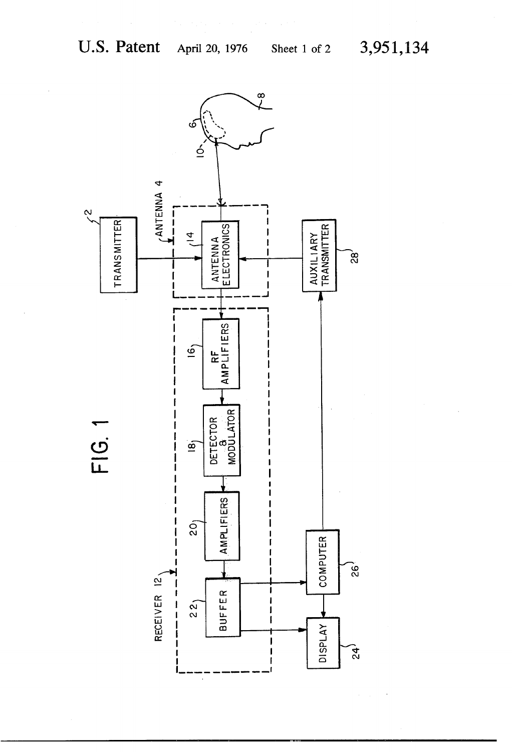FIG. 1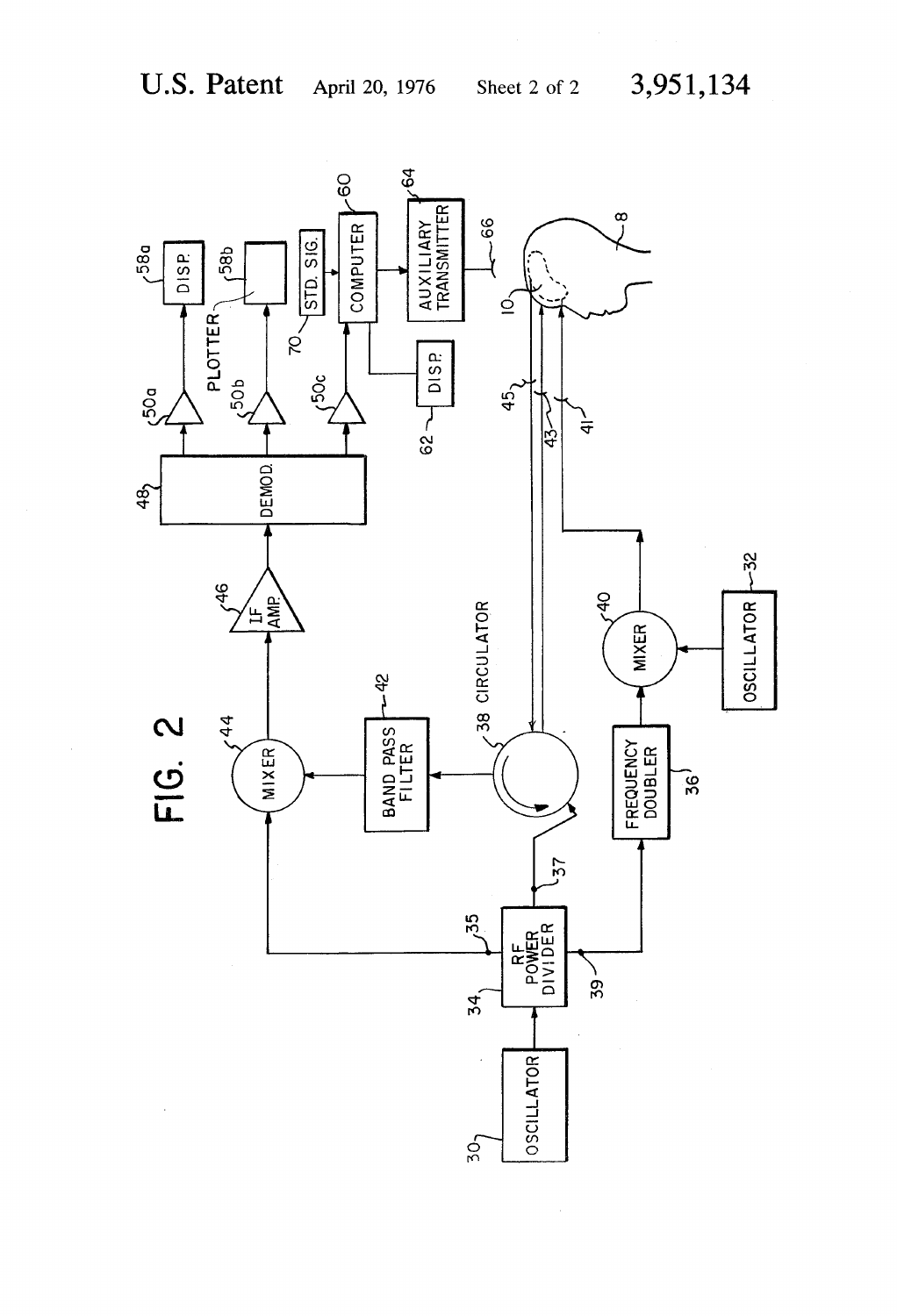FIG. 2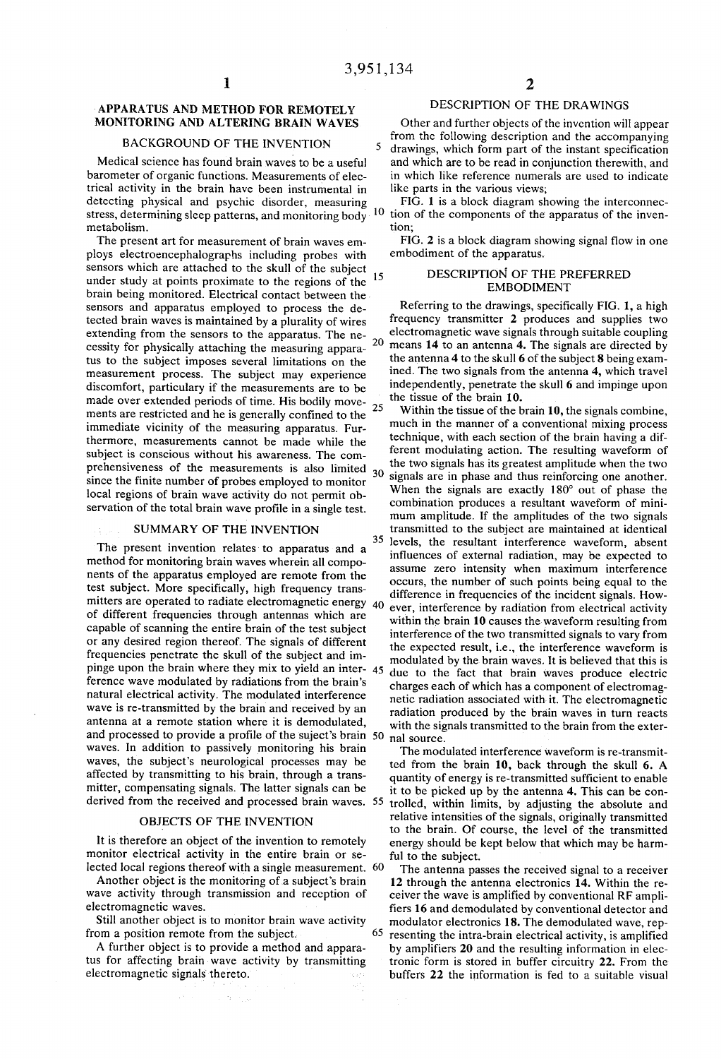# APPARATUS AND METHOD FOR REMOTELY MONITORING AND ALTERING BRAIN WAVES

## BACKGROUND OF THE INVENTION

Medical science has found brain waves to be a useful barometer of organic functions. Measurements of electrical activity in the brain have been instrumental in detecting physical and psychic disorder, measuring stress, determining sleep patterns, and monitoring body metabolism.

The present art for measurement of brain waves employs electroencephalographs including probes with sensors which are attached to the skull of the subject under study at points proximate to the regions of the brain being monitored. Electrical contact between the sensors and apparatus employed to process the detected brain waves is maintained by a plurality of wires extending from the sensors to the apparatus. The necessity for physically attaching the measuring apparatus to the subject imposes several limitations on the measurement process. The subject may experience discomfort, particulary if the measurements are to be made over extended periods of time. His bodily movements are restricted and he is generally confined to the immediate vicinity of the measuring apparatus. Furthermore, measurements cannot be made while the subject is conscious without his awareness. The comprehensiveness of the measurements is also limited since the finite number of probes employed to monitor local regions of brain wave activity do not permit observation of the total brain wave profile in a single test.

## SUMMARY OF THE INVENTION

The present invention relates to apparatus and a method for monitoring brain waves wherein all components of the apparatus employed are remote from the test subject. More specifically, high frequency transmitters are operated to radiate electromagnetic energy of different frequencies through antennas which are capable of scanning the entire brain of the test subject or any desired region thereof. The signals of different frequencies penetrate the skull of the subject and impinge upon the brain where they mix to yield an interference wave modulated by radiations from the brain's natural electrical activity. The modulated interference wave is re-transmitted by the brain and received by an antenna at a remote station where it is demodulated, and processed to provide a profile of the suject's brain waves. In addition to passively monitoring his brain waves, the subject's neurological processes may be affected by transmitting to his brain, through a transmitter, compensating signals. The latter signals can be derived from the received and processed brain waves.

## OBJECTS OF THE INVENTION

It is therefore an object of the invention to remotely monitor electrical activity in the entire brain or selected local regions thereof with a single measurement.

Another object is the monitoring of a subject's brain wave activity through transmission and reception of electromagnetic waves.

Still another object is to monitor brain wave activity from a position remote from the subject.

A further object is to provide a method and apparatus for affecting brain wave activity by transmitting electromagnetic signals thereto.

## DESCRIPTION OF THE DRAWINGS

Other and further objects of the invention will appear from the following description and the accompanying drawings, which form part of the instant specification and which are to be read in conjunction therewith, and in which like reference numerals are used to indicate like parts in the various views;

FIG. 1 is a block diagram showing the interconnection of the components of the apparatus of the invention;

FIG. 2 is a block diagram showing signal flow in one embodiment of the apparatus.

## DESCRIPTION OF THE PREFERRED EMBODIMENT

Referring to the drawings, specifically FIG. 1, a high frequency transmitter **2** produces and supplies two electromagnetic wave signals through suitable coupling means **14** to an antenna **4**. The signals are directed by the antenna **4** to the skull **6** of the subject **8** being examined. The two signals from the antenna **4**, which travel independently, penetrate the skull **6** and impinge upon the tissue of the brain **10**.

Within the tissue of the brain **10**, the signals combine, much in the manner of a conventional mixing process technique, with each section of the brain having a different modulating action. The resulting waveform of the two signals has its greatest amplitude when the two signals are in phase and thus reinforcing one another. When the signals are exactly 180° out of phase the combination produces a resultant waveform of minimum amplitude. If the amplitudes of the two signals transmitted to the subject are maintained at identical levels, the resultant interference waveform, absent influences of external radiation, may be expected to assume zero intensity when maximum interference occurs, the number of such points being equal to the difference in frequencies of the incident signals. However, interference by radiation from electrical activity within the brain **10** causes the waveform resulting from interference of the two transmitted signals to vary from the expected result, i.e., the interference waveform is modulated by the brain waves. It is believed that this is due to the fact that brain waves produce electric charges each of which has a component of electromagnetic radiation associated with it. The electromagnetic radiation produced by the brain waves in turn reacts with the signals transmitted to the brain from the external source.

The modulated interference waveform is re-transmitted from the brain **10**, back through the skull **6**. A quantity of energy is re-transmitted sufficient to enable it to be picked up by the antenna **4**. This can be controlled, within limits, by adjusting the absolute and relative intensities of the signals, originally transmitted to the brain. Of course, the level of the transmitted energy should be kept below that which may be harmful to the subject.

The antenna passes the received signal to a receiver **12** through the antenna electronics **14**. Within the receiver the wave is amplified by conventional RF amplifiers **16** and demodulated by conventional detector and modulator electronics **18**. The demodulated wave, representing the intra-brain electrical activity, is amplified by amplifiers **20** and the resulting information in electronic form is stored in buffer circuitry **22**. From the buffers **22** the information is fed to a suitable visual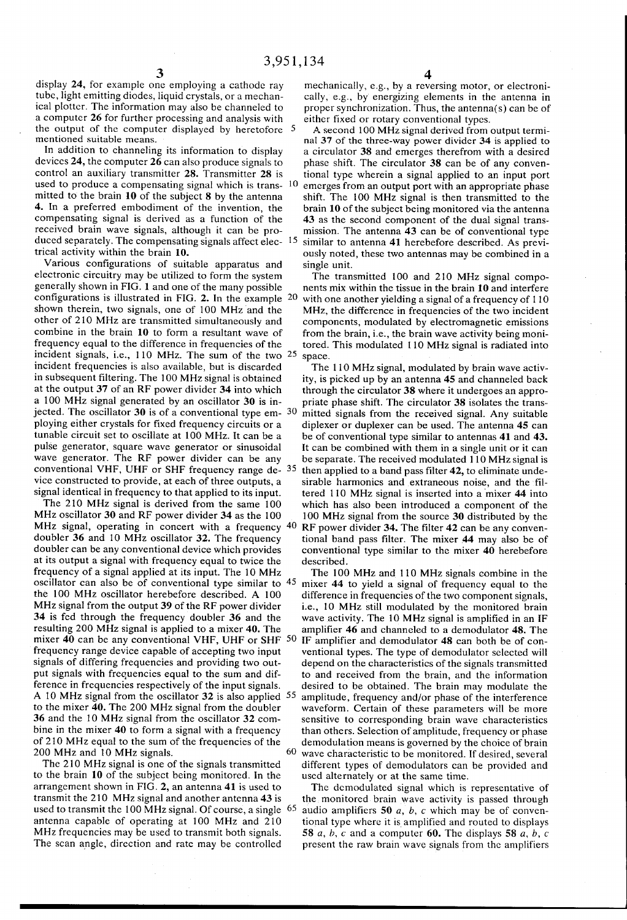display 24, for example one employing a cathode ray tube, light emitting diodes, liquid crystals, or a mechanical plotter. The information may also be channeled to a computer 26 for further processing and analysis with the output of the computer displayed by heretofore mentioned suitable means.

In addition to channeling its information to display devices 24, the computer 26 can also produce signals to control an auxiliary transmitter 28. Transmitter 28 is used to produce a compensating signal which is transmitted to the brain 10 of the subject 8 by the antenna 4. In a preferred embodiment of the invention, the compensating signal is derived as a function of the received brain wave signals, although it can be produced separately. The compensating signals affect electrical activity within the brain 10.

Various configurations of suitable apparatus and electronic circuitry may be utilized to form the system generally shown in FIG. 1 and one of the many possible configurations is illustrated in FIG. 2. In the example shown therein, two signals, one of 100 MHz and the other of 210 MHz are transmitted simultaneously and combine in the brain 10 to form a resultant wave of frequency equal to the difference in frequencies of the incident signals, i.e., 110 MHz. The sum of the two incident frequencies is also available, but is discarded in subsequent filtering. The 100 MHz signal is obtained at the output 37 of an RF power divider 34 into which a 100 MHz signal generated by an oscillator 30 is injected. The oscillator 30 is of a conventional type employing either crystals for fixed frequency circuits or a tunable circuit set to oscillate at 100 MHz. It can be a pulse generator, square wave generator or sinusoidal wave generator. The RF power divider can be any conventional VHF, UHF or SHF frequency range device constructed to provide, at each of three outputs, a signal identical in frequency to that applied to its input.

The 210 MHz signal is derived from the same 100 MHz oscillator 30 and RF power divider 34 as the 100 MHz signal, operating in concert with a frequency doubler 36 and 10 MHz oscillator 32. The frequency doubler can be any conventional device which provides at its output a signal with frequency equal to twice the frequency of a signal applied at its input. The 10 MHz oscillator can also be of conventional type similar to the 100 MHz oscillator herebefore described. A 100 MHz signal from the output 39 of the RF power divider 34 is fed through the frequency doubler 36 and the resulting 200 MHz signal is applied to a mixer 40. The mixer 40 can be any conventional VHF, UHF or SHF frequency range device capable of accepting two input signals of differing frequencies and providing two output signals with frequencies equal to the sum and difference in frequencies respectively of the input signals. A 10 MHz signal from the oscillator 32 is also applied to the mixer 40. The 200 MHz signal from the doubler 36 and the 10 MHz signal from the oscillator 32 combine in the mixer 40 to form a signal with a frequency of 210 MHz equal to the sum of the frequencies of the 200 MHz and 10 MHz signals.

The 210 MHz signal is one of the signals transmitted to the brain 10 of the subject being monitored. In the arrangement shown in FIG. 2, an antenna 41 is used to transmit the 210 MHz signal and another antenna 43 is used to transmit the 100 MHz signal. Of course, a single antenna capable of operating at 100 MHz and 210 MHz frequencies may be used to transmit both signals. The scan angle, direction and rate may be controlled mechanically, e.g., by a reversing motor, or electronically, e.g., by energizing elements in the antenna in proper synchronization. Thus, the antenna(s) can be of either fixed or rotary conventional types.

A second 100 MHz signal derived from output terminal 37 of the three-way power divider 34 is applied to a circulator 38 and emerges therefrom with a desired phase shift. The circulator 38 can be of any conventional type wherein a signal applied to an input port emerges from an output port with an appropriate phase shift. The 100 MHz signal is then transmitted to the brain 10 of the subject being monitored via the antenna 43 as the second component of the dual signal transmission. The antenna 43 can be of conventional type similar to antenna 41 herebefore described. As previously noted, these two antennas may be combined in a single unit.

The transmitted 100 and 210 MHz signal components mix within the tissue in the brain 10 and interfere with one another yielding a signal of a frequency of 110 MHz, the difference in frequencies of the two incident components, modulated by electromagnetic emissions from the brain, i.e., the brain wave activity being monitored. This modulated 110 MHz signal is radiated into space.

The 110 MHz signal, modulated by brain wave activity, is picked up by an antenna 45 and channeled back through the circulator 38 where it undergoes an appropriate phase shift. The circulator 38 isolates the transmitted signals from the received signal. Any suitable diplexer or duplexer can be used. The antenna 45 can be of conventional type similar to antennas 41 and 43. It can be combined with them in a single unit or it can be separate. The received modulated 110 MHz signal is then applied to a band pass filter 42, to eliminate undesirable harmonics and extraneous noise, and the filtered 110 MHz signal is inserted into a mixer 44 into which has also been introduced a component of the 100 MHz signal from the source 30 distributed by the RF power divider 34. The filter 42 can be any conventional band pass filter. The mixer 44 may also be of conventional type similar to the mixer 40 herebefore described.

The 100 MHz and 110 MHz signals combine in the mixer 44 to yield a signal of frequency equal to the difference in frequencies of the two component signals, i.e., 10 MHz still modulated by the monitored brain wave activity. The 10 MHz signal is amplified in an IF amplifier 46 and channeled to a demodulator 48. The IF amplifier and demodulator 48 can both be of conventional types. The type of demodulator selected will depend on the characteristics of the signals transmitted to and received from the brain, and the information desired to be obtained. The brain may modulate the amplitude, frequency and/or phase of the interference waveform. Certain of these parameters will be more sensitive to corresponding brain wave characteristics than others. Selection of amplitude, frequency or phase demodulation means is governed by the choice of brain wave characteristic to be monitored. If desired, several different types of demodulators can be provided and used alternately or at the same time.

The demodulated signal which is representative of the monitored brain wave activity is passed through audio amplifiers 50 *a, b, c* which may be of conventional type where it is amplified and routed to displays 58 *a, b, c* and a computer 60. The displays 58 *a, b, c* present the raw brain wave signals from the amplifiers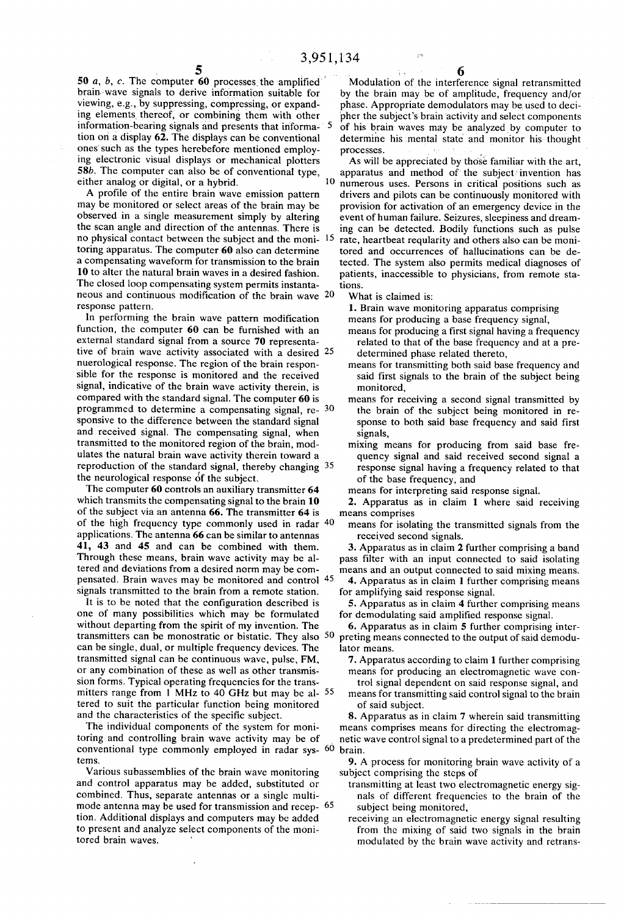50 *a*, *b*, *c*. The computer **60** processes the amplified brain wave signals to derive information suitable for viewing, e.g., by suppressing, compressing, or expanding elements thereof, or combining them with other information-bearing signals and presents that information on a display **62**. The displays can be conventional ones such as the types herebefore mentioned employing electronic visual displays or mechanical plotters **58***b*. The computer can also be of conventional type, either analog or digital, or a hybrid.

A profile of the entire brain wave emission pattern may be monitored or select areas of the brain may be observed in a single measurement simply by altering the scan angle and direction of the antennas. There is no physical contact between the subject and the monitoring apparatus. The computer **60** also can determine a compensating waveform for transmission to the brain **10** to alter the natural brain waves in a desired fashion. The closed loop compensating system permits instantaneous and continuous modification of the brain wave response pattern.

In performing the brain wave pattern modification function, the computer **60** can be furnished with an external standard signal from a source **70** representative of brain wave activity associated with a desired nuerological response. The region of the brain responsible for the response is monitored and the received signal, indicative of the brain wave activity therein, is compared with the standard signal. The computer **60** is programmed to determine a compensating signal, responsive to the difference between the standard signal and received signal. The compensating signal, when transmitted to the monitored region of the brain, modulates the natural brain wave activity therein toward a reproduction of the standard signal, thereby changing the neurological response of the subject.

The computer **60** controls an auxiliary transmitter **64** which transmits the compensating signal to the brain **10** of the subject via an antenna **66**. The transmitter **64** is of the high frequency type commonly used in radar applications. The antenna **66** can be similar to antennas **41**, **43** and **45** and can be combined with them. Through these means, brain wave activity may be altered and deviations from a desired norm may be compensated. Brain waves may be monitored and control signals transmitted to the brain from a remote station.

It is to be noted that the configuration described is one of many possibilities which may be formulated without departing from the spirit of my invention. The transmitters can be monostratic or bistatic. They also can be single, dual, or multiple frequency devices. The transmitted signal can be continuous wave, pulse, FM, or any combination of these as well as other transmission forms. Typical operating frequencies for the transmitters range from 1 MHz to 40 GHz but may be altered to suit the particular function being monitored and the characteristics of the specific subject.

The individual components of the system for monitoring and controlling brain wave activity may be of conventional type commonly employed in radar systems.

Various subassemblies of the brain wave monitoring and control apparatus may be added, substituted or combined. Thus, separate antennas or a single multimode antenna may be used for transmission and reception. Additional displays and computers may be added to present and analyze select components of the monitored brain waves.

Modulation of the interference signal retransmitted by the brain may be of amplitude, frequency and/or phase. Appropriate demodulators may be used to decipher the subject's brain activity and select components of his brain waves may be analyzed by computer to determine his mental state and monitor his thought processes.

As will be appreciated by those familiar with the art, apparatus and method of the subject invention has numerous uses. Persons in critical positions such as drivers and pilots can be continuously monitored with provision for activation of an emergency device in the event of human failure. Seizures, sleepiness and dreaming can be detected. Bodily functions such as pulse rate, heartbeat reqularity and others also can be monitored and occurrences of hallucinations can be detected. The system also permits medical diagnoses of patients, inaccessible to physicians, from remote stations.

What is claimed is:

1. Brain wave monitoring apparatus comprising
   - means for producing a base frequency signal,
   - means for producing a first signal having a frequency related to that of the base frequency and at a predetermined phase related thereto,
   - means for transmitting both said base frequency and said first signals to the brain of the subject being monitored,
   - means for receiving a second signal transmitted by the brain of the subject being monitored in response to both said base frequency and said first signals,
   - mixing means for producing from said base frequency signal and said received second signal a response signal having a frequency related to that of the base frequency, and
   - means for interpreting said response signal.

2. Apparatus as in claim 1 where said receiving means comprises
   - means for isolating the transmitted signals from the received second signals.

3. Apparatus as in claim 2 further comprising a band pass filter with an input connected to said isolating means and an output connected to said mixing means.

4. Apparatus as in claim 1 further comprising means for amplifying said response signal.

5. Apparatus as in claim 4 further comprising means for demodulating said amplified response signal.

6. Apparatus as in claim 5 further comprising interpreting means connected to the output of said demodulator means.

7. Apparatus according to claim 1 further comprising
   - means for producing an electromagnetic wave control signal dependent on said response signal, and
   - means for transmitting said control signal to the brain of said subject.

8. Apparatus as in claim 7 wherein said transmitting means comprises means for directing the electromagnetic wave control signal to a predetermined part of the brain.

9. A process for monitoring brain wave activity of a subject comprising the steps of
   - transmitting at least two electromagnetic energy signals of different frequencies to the brain of the subject being monitored,
   - receiving an electromagnetic energy signal resulting from the mixing of said two signals in the brain modulated by the brain wave activity and retrans-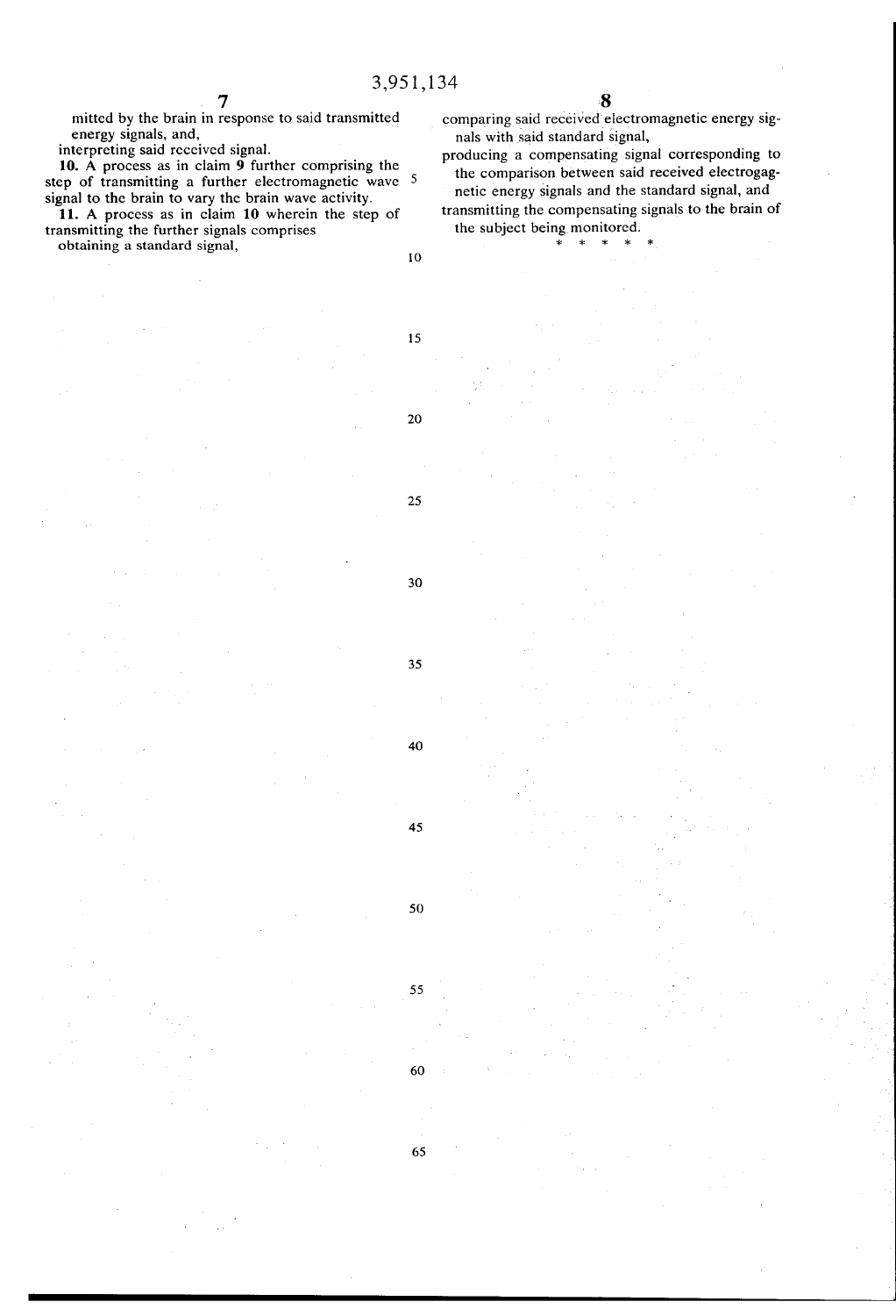mitted by the brain in response to said transmitted energy signals, and,

interpreting said received signal.

**10.** A process as in claim **9** further comprising the step of transmitting a further electromagnetic wave signal to the brain to vary the brain wave activity.

**11.** A process as in claim **10** wherein the step of transmitting the further signals comprises

obtaining a standard signal,

comparing said received electromagnetic energy signals with said standard signal,

producing a compensating signal corresponding to the comparison between said received electrogagnetic energy signals and the standard signal, and

transmitting the compensating signals to the brain of the subject being monitored.

\* \* \* \* \*